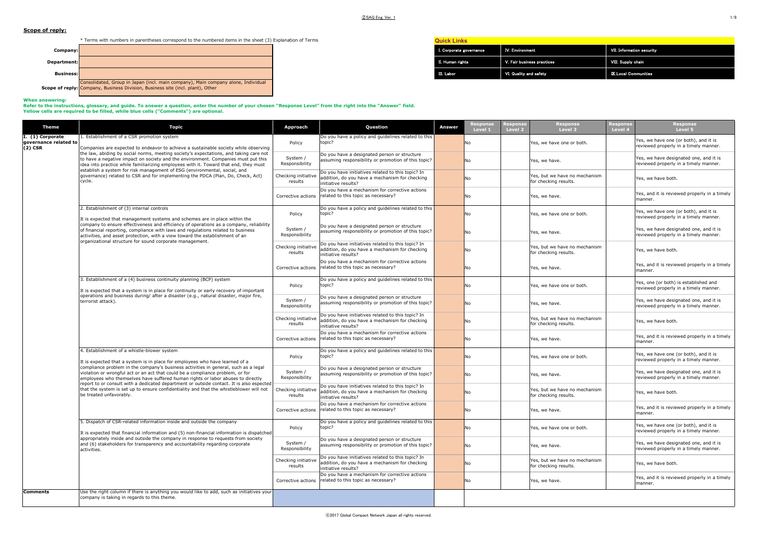## Scope of reply:

\* Terms with numbers in parentheses correspond to the numbered items in the sheet (3) Explanation of Terms

| | |
|---|---|
| **Company:** | |
| **Department:** | |
| **Business:** | |
| **Scope of reply:** | Consolidated, Group in Japan (incl. main company), Main company alone, Individual Company, Business Division, Business site (incl. plant), Other |

| Quick Links | | |
|---|---|---|
| I. Corporate governance | IV. Environment | VII. Information security |
| II. Human rights | V. Fair business practices | VIII. Supply chain |
| III. Labor | VI. Quality and safety | IX.Local Communities |

**When answering:**
**Refer to the instructions, glossary, and guide. To answer a question, enter the number of your chosen "Response Level" from the right into the "Answer" field.**
**Yellow cells are required to be filled, while blue cells ("Comments") are optional.**

| Theme | Topic | Approach | Question | Answer | Response Level 1 | Response Level 2 | Response Level 3 | Response Level 4 | Response Level 5 |
|---|---|---|---|---|---|---|---|---|---|
| I. (1) Corporate governance related to (2) CSR | 1. Establishment of a CSR promotion system<br><br>Companies are expected to endeavor to achieve a sustainable society while observing the law, abiding by social norms, meeting society's expectations, and taking care not to have a negative impact on society and the environment. Companies must put this idea into practice while familiarizing employees with it. Toward that end, they must establish a system for risk management of ESG (environmental, social, and governance) related to CSR and for implementing the PDCA (Plan, Do, Check, Act) cycle. | Policy | Do you have a policy and guidelines related to this topic? | | No | | Yes, we have one or both. | | Yes, we have one (or both), and it is reviewed properly in a timely manner. |
| | | System / Responsibility | Do you have a designated person or structure assuming responsibility or promotion of this topic? | | No | | Yes, we have. | | Yes, we have designated one, and it is reviewed properly in a timely manner. |
| | | Checking initiative results | Do you have initiatives related to this topic? In addition, do you have a mechanism for checking initiative results? | | No | | Yes, but we have no mechanism for checking results. | | Yes, we have both. |
| | | Corrective actions | Do you have a mechanism for corrective actions related to this topic as necessary? | | No | | Yes, we have. | | Yes, and it is reviewed properly in a timely manner. |
| | 2. Establishment of (3) internal controls<br><br>It is expected that management systems and schemes are in place within the company to ensure effectiveness and efficiency of operations as a company, reliability of financial reporting, compliance with laws and regulations related to business activities, and asset protection, with a view toward the establishment of an organizational structure for sound corporate management. | Policy | Do you have a policy and guidelines related to this topic? | | No | | Yes, we have one or both. | | Yes, we have one (or both), and it is reviewed properly in a timely manner. |
| | | System / Responsibility | Do you have a designated person or structure assuming responsibility or promotion of this topic? | | No | | Yes, we have. | | Yes, we have designated one, and it is reviewed properly in a timely manner. |
| | | Checking initiative results | Do you have initiatives related to this topic? In addition, do you have a mechanism for checking initiative results? | | No | | Yes, but we have no mechanism for checking results. | | Yes, we have both. |
| | | Corrective actions | Do you have a mechanism for corrective actions related to this topic as necessary? | | No | | Yes, we have. | | Yes, and it is reviewed properly in a timely manner. |
| | 3. Establishment of a (4) business continuity planning (BCP) system<br><br>It is expected that a system is in place for continuity or early recovery of important operations and business during/ after a disaster (e.g., natural disaster, major fire, terrorist attack). | Policy | Do you have a policy and guidelines related to this topic? | | No | | Yes, we have one or both. | | Yes, one (or both) is established and reviewed properly in a timely manner. |
| | | System / Responsibility | Do you have a designated person or structure assuming responsibility or promotion of this topic? | | No | | Yes, we have. | | Yes, we have designated one, and it is reviewed properly in a timely manner. |
| | | Checking initiative results | Do you have initiatives related to this topic? In addition, do you have a mechanism for checking initiative results? | | No | | Yes, but we have no mechanism for checking results. | | Yes, we have both. |
| | | Corrective actions | Do you have a mechanism for corrective actions related to this topic as necessary? | | No | | Yes, we have. | | Yes, and it is reviewed properly in a timely manner. |
| | 4. Establishment of a whistle-blower system<br><br>It is expected that a system is in place for employees who have learned of a compliance problem in the company's business activities in general, such as a legal violation or wrongful act or an act that could be a compliance problem, or for employees who themselves have suffered human rights or labor abuses to directly report to or consult with a dedicated department or outside contact. It is also expected that the system is set up to ensure confidentiality and that the whistleblower will not be treated unfavorably. | Policy | Do you have a policy and guidelines related to this topic? | | No | | Yes, we have one or both. | | Yes, we have one (or both), and it is reviewed properly in a timely manner. |
| | | System / Responsibility | Do you have a designated person or structure assuming responsibility or promotion of this topic? | | No | | Yes, we have. | | Yes, we have designated one, and it is reviewed properly in a timely manner. |
| | | Checking initiative results | Do you have initiatives related to this topic? In addition, do you have a mechanism for checking initiative results? | | No | | Yes, but we have no mechanism for checking results. | | Yes, we have both. |
| | | Corrective actions | Do you have a mechanism for corrective actions related to this topic as necessary? | | No | | Yes, we have. | | Yes, and it is reviewed properly in a timely manner. |
| | 5. Dispatch of CSR-related information inside and outside the company<br><br>It is expected that financial information and (5) non-financial information is dispatched appropriately inside and outside the company in response to requests from society and (6) stakeholders for transparency and accountability regarding corporate activities. | Policy | Do you have a policy and guidelines related to this topic? | | No | | Yes, we have one or both. | | Yes, we have one (or both), and it is reviewed properly in a timely manner. |
| | | System / Responsibility | Do you have a designated person or structure assuming responsibility or promotion of this topic? | | No | | Yes, we have. | | Yes, we have designated one, and it is reviewed properly in a timely manner. |
| | | Checking initiative results | Do you have initiatives related to this topic? In addition, do you have a mechanism for checking initiative results? | | No | | Yes, but we have no mechanism for checking results. | | Yes, we have both. |
| | | Corrective actions | Do you have a mechanism for corrective actions related to this topic as necessary? | | No | | Yes, we have. | | Yes, and it is reviewed properly in a timely manner. |
| **Comments** | Use the right column if there is anything you would like to add, such as initiatives your company is taking in regards to this theme. | | | | | | | | |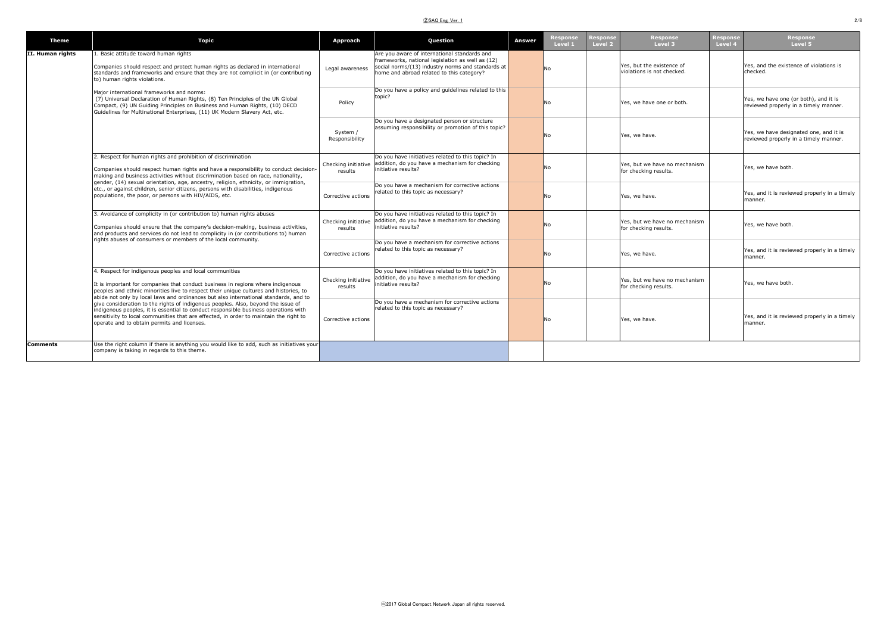| Theme | Topic | Approach | Question | Answer | Response Level 1 | Response Level 2 | Response Level 3 | Response Level 4 | Response Level 5 |
|---|---|---|---|---|---|---|---|---|---|
| **II. Human rights** | 1. Basic attitude toward human rights<br><br>Companies should respect and protect human rights as declared in international standards and frameworks and ensure that they are not complicit in (or contributing to) human rights violations.<br><br>Major international frameworks and norms:<br>(7) Universal Declaration of Human Rights, (8) Ten Principles of the UN Global Compact, (9) UN Guiding Principles on Business and Human Rights, (10) OECD Guidelines for Multinational Enterprises, (11) UK Modern Slavery Act, etc. | Legal awareness | Are you aware of international standards and frameworks, national legislation as well as (12) social norms/(13) industry norms and standards at home and abroad related to this category? | | No | | Yes, but the existence of violations is not checked. | | Yes, and the existence of violations is checked. |
| | | Policy | Do you have a policy and guidelines related to this topic? | | No | | Yes, we have one or both. | | Yes, we have one (or both), and it is reviewed properly in a timely manner. |
| | | System / Responsibility | Do you have a designated person or structure assuming responsibility or promotion of this topic? | | No | | Yes, we have. | | Yes, we have designated one, and it is reviewed properly in a timely manner. |
| | 2. Respect for human rights and prohibition of discrimination<br><br>Companies should respect human rights and have a responsibility to conduct decision-making and business activities without discrimination based on race, nationality, gender, (14) sexual orientation, age, ancestry, religion, ethnicity, or immigration, etc., or against children, senior citizens, persons with disabilities, indigenous populations, the poor, or persons with HIV/AIDS, etc. | Checking initiative results | Do you have initiatives related to this topic? In addition, do you have a mechanism for checking initiative results? | | No | | Yes, but we have no mechanism for checking results. | | Yes, we have both. |
| | | Corrective actions | Do you have a mechanism for corrective actions related to this topic as necessary? | | No | | Yes, we have. | | Yes, and it is reviewed properly in a timely manner. |
| | 3. Avoidance of complicity in (or contribution to) human rights abuses<br><br>Companies should ensure that the company's decision-making, business activities, and products and services do not lead to complicity in (or contributions to) human rights abuses of consumers or members of the local community. | Checking initiative results | Do you have initiatives related to this topic? In addition, do you have a mechanism for checking initiative results? | | No | | Yes, but we have no mechanism for checking results. | | Yes, we have both. |
| | | Corrective actions | Do you have a mechanism for corrective actions related to this topic as necessary? | | No | | Yes, we have. | | Yes, and it is reviewed properly in a timely manner. |
| | 4. Respect for indigenous peoples and local communities<br><br>It is important for companies that conduct business in regions where indigenous peoples and ethnic minorities live to respect their unique cultures and histories, to abide not only by local laws and ordinances but also international standards, and to give consideration to the rights of indigenous peoples. Also, beyond the issue of indigenous peoples, it is essential to conduct responsible business operations with sensitivity to local communities that are effected, in order to maintain the right to operate and to obtain permits and licenses. | Checking initiative results | Do you have initiatives related to this topic? In addition, do you have a mechanism for checking initiative results? | | No | | Yes, but we have no mechanism for checking results. | | Yes, we have both. |
| | | Corrective actions | Do you have a mechanism for corrective actions related to this topic as necessary? | | No | | Yes, we have. | | Yes, and it is reviewed properly in a timely manner. |
| **Comments** | Use the right column if there is anything you would like to add, such as initiatives your company is taking in regards to this theme. | | | | | | | | |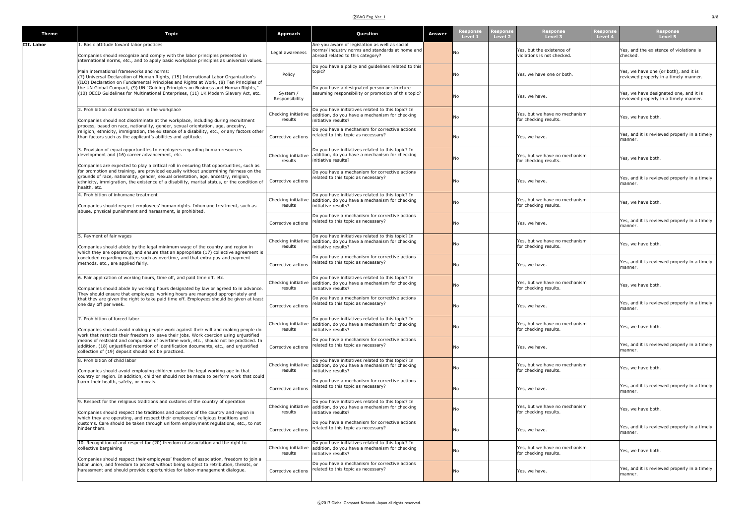| Theme | Topic | Approach | Question | Answer | Response Level 1 | Response Level 2 | Response Level 3 | Response Level 4 | Response Level 5 |
|---|---|---|---|---|---|---|---|---|---|
| III. Labor | 1. Basic attitude toward labor practices<br><br>Companies should recognize and comply with the labor principles presented in international norms, etc., and to apply basic workplace principles as universal values.<br><br>Main international frameworks and norms:<br>(7) Universal Declaration of Human Rights, (15) International Labor Organization's (ILO) Declaration on Fundamental Principles and Rights at Work, (8) Ten Principles of the UN Global Compact, (9) UN "Guiding Principles on Business and Human Rights," (10) OECD Guidelines for Multinational Enterprises, (11) UK Modern Slavery Act, etc. | Legal awareness | Are you aware of legislation as well as social norms/ industry norms and standards at home and abroad related to this category? | | No | | Yes, but the existence of violations is not checked. | | Yes, and the existence of violations is checked. |
| | | Policy | Do you have a policy and guidelines related to this topic? | | No | | Yes, we have one or both. | | Yes, we have one (or both), and it is reviewed properly in a timely manner. |
| | | System / Responsibility | Do you have a designated person or structure assuming responsibility or promotion of this topic? | | No | | Yes, we have. | | Yes, we have designated one, and it is reviewed properly in a timely manner. |
| | 2. Prohibition of discrimination in the workplace<br><br>Companies should not discriminate at the workplace, including during recruitment process, based on race, nationality, gender, sexual orientation, age, ancestry, religion, ethnicity, immigration, the existence of a disability, etc., or any factors other than factors such as the applicant's abilities and aptitude. | Checking initiative results | Do you have initiatives related to this topic? In addition, do you have a mechanism for checking initiative results? | | No | | Yes, but we have no mechanism for checking results. | | Yes, we have both. |
| | | Corrective actions | Do you have a mechanism for corrective actions related to this topic as necessary? | | No | | Yes, we have. | | Yes, and it is reviewed properly in a timely manner. |
| | 3. Provision of equal opportunities to employees regarding human resources development and (16) career advancement, etc.<br><br>Companies are expected to play a critical roll in ensuring that opportunities, such as for promotion and training, are provided equally without undermining fairness on the grounds of race, nationality, gender, sexual orientation, age, ancestry, religion, ethnicity, immigration, the existence of a disability, marital status, or the condition of health, etc. | Checking initiative results | Do you have initiatives related to this topic? In addition, do you have a mechanism for checking initiative results? | | No | | Yes, but we have no mechanism for checking results. | | Yes, we have both. |
| | | Corrective actions | Do you have a mechanism for corrective actions related to this topic as necessary? | | No | | Yes, we have. | | Yes, and it is reviewed properly in a timely manner. |
| | 4. Prohibition of inhumane treatment<br><br>Companies should respect employees' human rights. Inhumane treatment, such as abuse, physical punishment and harassment, is prohibited. | Checking initiative results | Do you have initiatives related to this topic? In addition, do you have a mechanism for checking initiative results? | | No | | Yes, but we have no mechanism for checking results. | | Yes, we have both. |
| | | Corrective actions | Do you have a mechanism for corrective actions related to this topic as necessary? | | No | | Yes, we have. | | Yes, and it is reviewed properly in a timely manner. |
| | 5. Payment of fair wages<br><br>Companies should abide by the legal minimum wage of the country and region in which they are operating, and ensure that an appropriate (17) collective agreement is concluded regarding matters such as overtime, and that extra pay and payment methods, etc., are applied fairly. | Checking initiative results | Do you have initiatives related to this topic? In addition, do you have a mechanism for checking initiative results? | | No | | Yes, but we have no mechanism for checking results. | | Yes, we have both. |
| | | Corrective actions | Do you have a mechanism for corrective actions related to this topic as necessary? | | No | | Yes, we have. | | Yes, and it is reviewed properly in a timely manner. |
| | 6. Fair application of working hours, time off, and paid time off, etc.<br><br>Companies should abide by working hours designated by law or agreed to in advance. They should ensure that employees' working hours are managed appropriately and that they are given the right to take paid time off. Employees should be given at least one day off per week. | Checking initiative results | Do you have initiatives related to this topic? In addition, do you have a mechanism for checking initiative results? | | No | | Yes, but we have no mechanism for checking results. | | Yes, we have both. |
| | | Corrective actions | Do you have a mechanism for corrective actions related to this topic as necessary? | | No | | Yes, we have. | | Yes, and it is reviewed properly in a timely manner. |
| | 7. Prohibition of forced labor<br><br>Companies should avoid making people work against their will and making people do work that restricts their freedom to leave their jobs. Work coercion using unjustified means of restraint and compulsion of overtime work, etc., should not be practiced. In addition, (18) unjustified retention of identification documents, etc., and unjustified collection of (19) deposit should not be practiced. | Checking initiative results | Do you have initiatives related to this topic? In addition, do you have a mechanism for checking initiative results? | | No | | Yes, but we have no mechanism for checking results. | | Yes, we have both. |
| | | Corrective actions | Do you have a mechanism for corrective actions related to this topic as necessary? | | No | | Yes, we have. | | Yes, and it is reviewed properly in a timely manner. |
| | 8. Prohibition of child labor<br><br>Companies should avoid employing children under the legal working age in that country or region. In addition, children should not be made to perform work that could harm their health, safety, or morals. | Checking initiative results | Do you have initiatives related to this topic? In addition, do you have a mechanism for checking initiative results? | | No | | Yes, but we have no mechanism for checking results. | | Yes, we have both. |
| | | Corrective actions | Do you have a mechanism for corrective actions related to this topic as necessary? | | No | | Yes, we have. | | Yes, and it is reviewed properly in a timely manner. |
| | 9. Respect for the religious traditions and customs of the country of operation<br><br>Companies should respect the traditions and customs of the country and region in which they are operating, and respect their employees' religious traditions and customs. Care should be taken through uniform employment regulations, etc., to not hinder them. | Checking initiative results | Do you have initiatives related to this topic? In addition, do you have a mechanism for checking initiative results? | | No | | Yes, but we have no mechanism for checking results. | | Yes, we have both. |
| | | Corrective actions | Do you have a mechanism for corrective actions related to this topic as necessary? | | No | | Yes, we have. | | Yes, and it is reviewed properly in a timely manner. |
| | 10. Recognition of and respect for (20) freedom of association and the right to collective bargaining<br><br>Companies should respect their employees' freedom of association, freedom to join a labor union, and freedom to protest without being subject to retribution, threats, or harassment and should provide opportunities for labor-management dialogue. | Checking initiative results | Do you have initiatives related to this topic? In addition, do you have a mechanism for checking initiative results? | | No | | Yes, but we have no mechanism for checking results. | | Yes, we have both. |
| | | Corrective actions | Do you have a mechanism for corrective actions related to this topic as necessary? | | No | | Yes, we have. | | Yes, and it is reviewed properly in a timely manner. |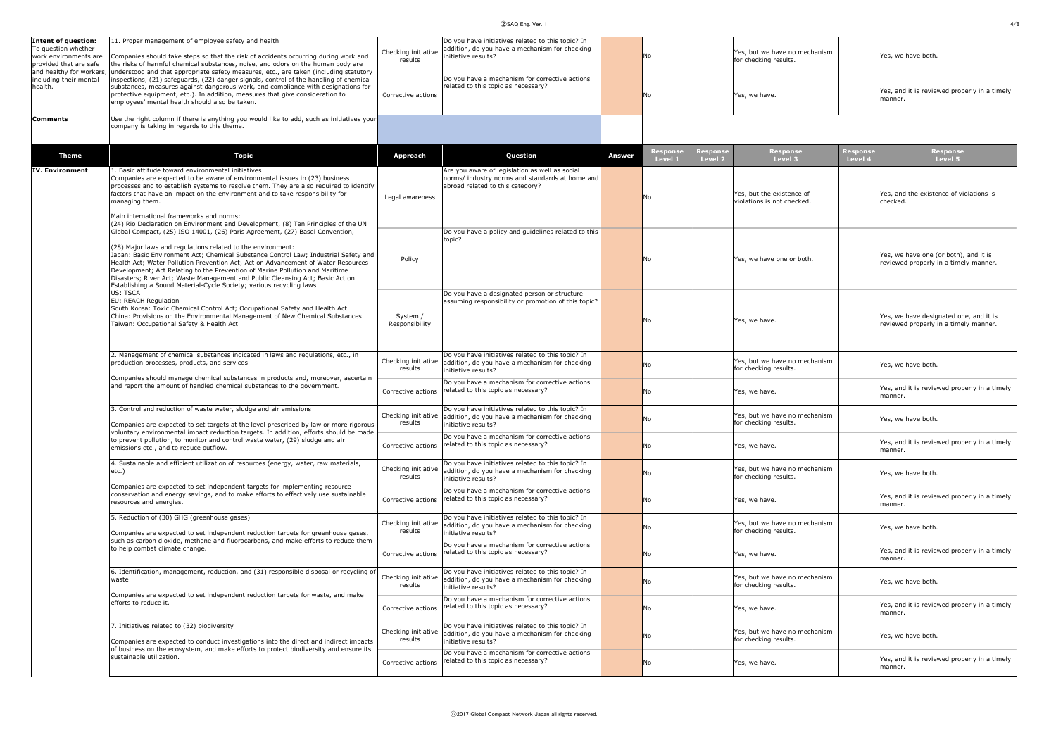| | | | | | | | | | |
|---|---|---|---|---|---|---|---|---|---|
| **Intent of question:** To question whether work environments are provided that are safe and healthy for workers, including their mental health. | 11. Proper management of employee safety and health<br><br>Companies should take steps so that the risk of accidents occurring during work and the risks of harmful chemical substances, noise, and odors on the human body are understood and that appropriate safety measures, etc., are taken (including statutory inspections, (21) safeguards, (22) danger signals, control of the handling of chemical substances, measures against dangerous work, and compliance with designations for protective equipment, etc.). In addition, measures that give consideration to employees' mental health should also be taken. | Checking initiative results | Do you have initiatives related to this topic? In addition, do you have a mechanism for checking initiative results? | | No | | Yes, but we have no mechanism for checking results. | | Yes, we have both. |
| | | Corrective actions | Do you have a mechanism for corrective actions related to this topic as necessary? | | No | | Yes, we have. | | Yes, and it is reviewed properly in a timely manner. |
| **Comments** | Use the right column if there is anything you would like to add, such as initiatives your company is taking in regards to this theme. | | | | | | | | |

| Theme | Topic | Approach | Question | Answer | Response Level 1 | Response Level 2 | Response Level 3 | Response Level 4 | Response Level 5 |
|---|---|---|---|---|---|---|---|---|---|
| **IV. Environment** | 1. Basic attitude toward environmental initiatives<br>Companies are expected to be aware of environmental issues in (23) business processes and to establish systems to resolve them. They are also required to identify factors that have an impact on the environment and to take responsibility for managing them.<br><br>Main international frameworks and norms:<br>(24) Rio Declaration on Environment and Development, (8) Ten Principles of the UN Global Compact, (25) ISO 14001, (26) Paris Agreement, (27) Basel Convention,<br><br>(28) Major laws and regulations related to the environment:<br>Japan: Basic Environment Act; Chemical Substance Control Law; Industrial Safety and Health Act; Water Pollution Prevention Act; Act on Advancement of Water Resources Development; Act Relating to the Prevention of Marine Pollution and Maritime Disasters; River Act; Waste Management and Public Cleansing Act; Basic Act on Establishing a Sound Material-Cycle Society; various recycling laws<br>US: TSCA<br>EU: REACH Regulation<br>South Korea: Toxic Chemical Control Act; Occupational Safety and Health Act<br>China: Provisions on the Environmental Management of New Chemical Substances<br>Taiwan: Occupational Safety & Health Act | Legal awareness | Are you aware of legislation as well as social norms/ industry norms and standards at home and abroad related to this category? | | No | | Yes, but the existence of violations is not checked. | | Yes, and the existence of violations is checked. |
| | | Policy | Do you have a policy and guidelines related to this topic? | | No | | Yes, we have one or both. | | Yes, we have one (or both), and it is reviewed properly in a timely manner. |
| | | System / Responsibility | Do you have a designated person or structure assuming responsibility or promotion of this topic? | | No | | Yes, we have. | | Yes, we have designated one, and it is reviewed properly in a timely manner. |
| | 2. Management of chemical substances indicated in laws and regulations, etc., in production processes, products, and services<br><br>Companies should manage chemical substances in products and, moreover, ascertain and report the amount of handled chemical substances to the government. | Checking initiative results | Do you have initiatives related to this topic? In addition, do you have a mechanism for checking initiative results? | | No | | Yes, but we have no mechanism for checking results. | | Yes, we have both. |
| | | Corrective actions | Do you have a mechanism for corrective actions related to this topic as necessary? | | No | | Yes, we have. | | Yes, and it is reviewed properly in a timely manner. |
| | 3. Control and reduction of waste water, sludge and air emissions<br><br>Companies are expected to set targets at the level prescribed by law or more rigorous voluntary environmental impact reduction targets. In addition, efforts should be made to prevent pollution, to monitor and control waste water, (29) sludge and air emissions etc., and to reduce outflow. | Checking initiative results | Do you have initiatives related to this topic? In addition, do you have a mechanism for checking initiative results? | | No | | Yes, but we have no mechanism for checking results. | | Yes, we have both. |
| | | Corrective actions | Do you have a mechanism for corrective actions related to this topic as necessary? | | No | | Yes, we have. | | Yes, and it is reviewed properly in a timely manner. |
| | 4. Sustainable and efficient utilization of resources (energy, water, raw materials, etc.)<br><br>Companies are expected to set independent targets for implementing resource conservation and energy savings, and to make efforts to effectively use sustainable resources and energies. | Checking initiative results | Do you have initiatives related to this topic? In addition, do you have a mechanism for checking initiative results? | | No | | Yes, but we have no mechanism for checking results. | | Yes, we have both. |
| | | Corrective actions | Do you have a mechanism for corrective actions related to this topic as necessary? | | No | | Yes, we have. | | Yes, and it is reviewed properly in a timely manner. |
| | 5. Reduction of (30) GHG (greenhouse gases)<br><br>Companies are expected to set independent reduction targets for greenhouse gases, such as carbon dioxide, methane and fluorocarbons, and make efforts to reduce them to help combat climate change. | Checking initiative results | Do you have initiatives related to this topic? In addition, do you have a mechanism for checking initiative results? | | No | | Yes, but we have no mechanism for checking results. | | Yes, we have both. |
| | | Corrective actions | Do you have a mechanism for corrective actions related to this topic as necessary? | | No | | Yes, we have. | | Yes, and it is reviewed properly in a timely manner. |
| | 6. Identification, management, reduction, and (31) responsible disposal or recycling of waste<br><br>Companies are expected to set independent reduction targets for waste, and make efforts to reduce it. | Checking initiative results | Do you have initiatives related to this topic? In addition, do you have a mechanism for checking initiative results? | | No | | Yes, but we have no mechanism for checking results. | | Yes, we have both. |
| | | Corrective actions | Do you have a mechanism for corrective actions related to this topic as necessary? | | No | | Yes, we have. | | Yes, and it is reviewed properly in a timely manner. |
| | 7. Initiatives related to (32) biodiversity<br><br>Companies are expected to conduct investigations into the direct and indirect impacts of business on the ecosystem, and make efforts to protect biodiversity and ensure its sustainable utilization. | Checking initiative results | Do you have initiatives related to this topic? In addition, do you have a mechanism for checking initiative results? | | No | | Yes, but we have no mechanism for checking results. | | Yes, we have both. |
| | | Corrective actions | Do you have a mechanism for corrective actions related to this topic as necessary? | | No | | Yes, we have. | | Yes, and it is reviewed properly in a timely manner. |

ⓒ2017 Global Compact Network Japan all rights reserved.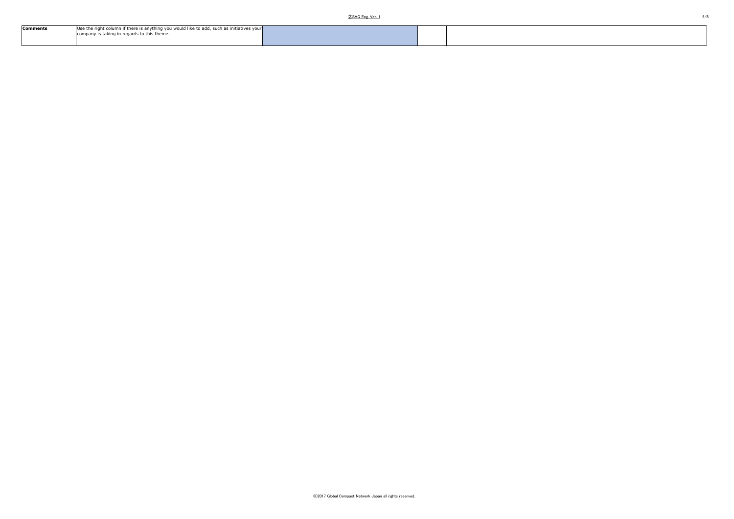| **Comments** | Use the right column if there is anything you would like to add, such as initiatives your company is taking in regards to this theme. | | | |
|---|---|---|---|---|

ⓒ2017 Global Compact Network Japan all rights reserved.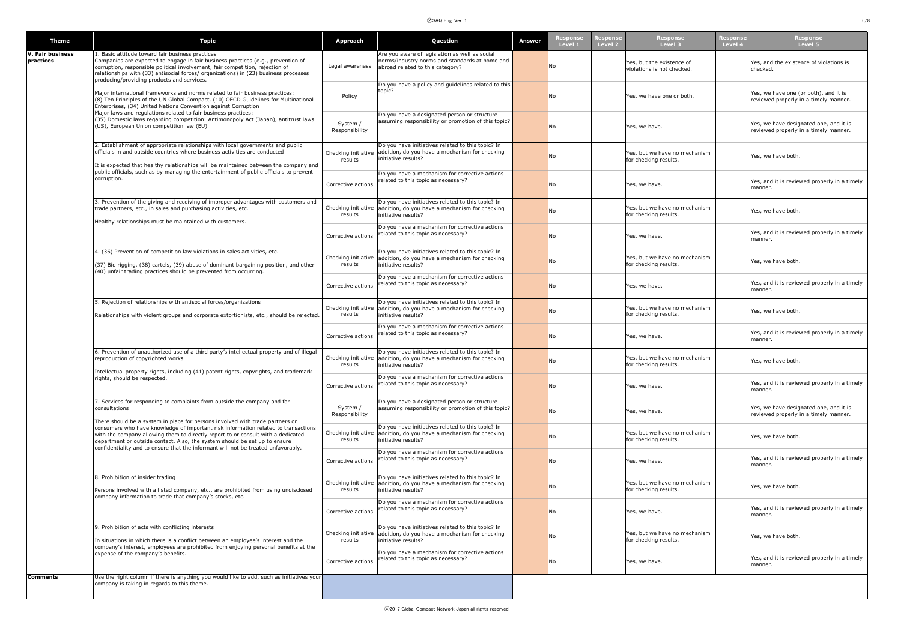| Theme | Topic | Approach | Question | Answer | Response Level 1 | Response Level 2 | Response Level 3 | Response Level 4 | Response Level 5 |
|---|---|---|---|---|---|---|---|---|---|
| V. Fair business practices | 1. Basic attitude toward fair business practices<br>Companies are expected to engage in fair business practices (e.g., prevention of corruption, responsible political involvement, fair competition, rejection of relationships with (33) antisocial forces/ organizations) in (23) business processes producing/providing products and services.<br><br>Major international frameworks and norms related to fair business practices:<br>(8) Ten Principles of the UN Global Compact, (10) OECD Guidelines for Multinational Enterprises, (34) United Nations Convention against Corruption<br>Major laws and regulations related to fair business practices:<br>(35) Domestic laws regarding competition: Antimonopoly Act (Japan), antitrust laws (US), European Union competition law (EU) | Legal awareness | Are you aware of legislation as well as social norms/industry norms and standards at home and abroad related to this category? | | No | | Yes, but the existence of violations is not checked. | | Yes, and the existence of violations is checked. |
| | | Policy | Do you have a policy and guidelines related to this topic? | | No | | Yes, we have one or both. | | Yes, we have one (or both), and it is reviewed properly in a timely manner. |
| | | System / Responsibility | Do you have a designated person or structure assuming responsibility or promotion of this topic? | | No | | Yes, we have. | | Yes, we have designated one, and it is reviewed properly in a timely manner. |
| | 2. Establishment of appropriate relationships with local governments and public officials in and outside countries where business activities are conducted<br><br>It is expected that healthy relationships will be maintained between the company and public officials, such as by managing the entertainment of public officials to prevent corruption. | Checking initiative results | Do you have initiatives related to this topic? In addition, do you have a mechanism for checking initiative results? | | No | | Yes, but we have no mechanism for checking results. | | Yes, we have both. |
| | | Corrective actions | Do you have a mechanism for corrective actions related to this topic as necessary? | | No | | Yes, we have. | | Yes, and it is reviewed properly in a timely manner. |
| | 3. Prevention of the giving and receiving of improper advantages with customers and trade partners, etc., in sales and purchasing activities, etc.<br><br>Healthy relationships must be maintained with customers. | Checking initiative results | Do you have initiatives related to this topic? In addition, do you have a mechanism for checking initiative results? | | No | | Yes, but we have no mechanism for checking results. | | Yes, we have both. |
| | | Corrective actions | Do you have a mechanism for corrective actions related to this topic as necessary? | | No | | Yes, we have. | | Yes, and it is reviewed properly in a timely manner. |
| | 4. (36) Prevention of competition law violations in sales activities, etc.<br><br>(37) Bid rigging, (38) cartels, (39) abuse of dominant bargaining position, and other (40) unfair trading practices should be prevented from occurring. | Checking initiative results | Do you have initiatives related to this topic? In addition, do you have a mechanism for checking initiative results? | | No | | Yes, but we have no mechanism for checking results. | | Yes, we have both. |
| | | Corrective actions | Do you have a mechanism for corrective actions related to this topic as necessary? | | No | | Yes, we have. | | Yes, and it is reviewed properly in a timely manner. |
| | 5. Rejection of relationships with antisocial forces/organizations<br><br>Relationships with violent groups and corporate extortionists, etc., should be rejected. | Checking initiative results | Do you have initiatives related to this topic? In addition, do you have a mechanism for checking initiative results? | | No | | Yes, but we have no mechanism for checking results. | | Yes, we have both. |
| | | Corrective actions | Do you have a mechanism for corrective actions related to this topic as necessary? | | No | | Yes, we have. | | Yes, and it is reviewed properly in a timely manner. |
| | 6. Prevention of unauthorized use of a third party's intellectual property and of illegal reproduction of copyrighted works<br><br>Intellectual property rights, including (41) patent rights, copyrights, and trademark rights, should be respected. | Checking initiative results | Do you have initiatives related to this topic? In addition, do you have a mechanism for checking initiative results? | | No | | Yes, but we have no mechanism for checking results. | | Yes, we have both. |
| | | Corrective actions | Do you have a mechanism for corrective actions related to this topic as necessary? | | No | | Yes, we have. | | Yes, and it is reviewed properly in a timely manner. |
| | 7. Services for responding to complaints from outside the company and for consultations<br><br>There should be a system in place for persons involved with trade partners or consumers who have knowledge of important risk information related to transactions with the company allowing them to directly report to or consult with a dedicated department or outside contact. Also, the system should be set up to ensure confidentiality and to ensure that the informant will not be treated unfavorably. | System / Responsibility | Do you have a designated person or structure assuming responsibility or promotion of this topic? | | No | | Yes, we have. | | Yes, we have designated one, and it is reviewed properly in a timely manner. |
| | | Checking initiative results | Do you have initiatives related to this topic? In addition, do you have a mechanism for checking initiative results? | | No | | Yes, but we have no mechanism for checking results. | | Yes, we have both. |
| | | Corrective actions | Do you have a mechanism for corrective actions related to this topic as necessary? | | No | | Yes, we have. | | Yes, and it is reviewed properly in a timely manner. |
| | 8. Prohibition of insider trading<br><br>Persons involved with a listed company, etc., are prohibited from using undisclosed company information to trade that company's stocks, etc. | Checking initiative results | Do you have initiatives related to this topic? In addition, do you have a mechanism for checking initiative results? | | No | | Yes, but we have no mechanism for checking results. | | Yes, we have both. |
| | | Corrective actions | Do you have a mechanism for corrective actions related to this topic as necessary? | | No | | Yes, we have. | | Yes, and it is reviewed properly in a timely manner. |
| | 9. Prohibition of acts with conflicting interests<br><br>In situations in which there is a conflict between an employee's interest and the company's interest, employees are prohibited from enjoying personal benefits at the expense of the company's benefits. | Checking initiative results | Do you have initiatives related to this topic? In addition, do you have a mechanism for checking initiative results? | | No | | Yes, but we have no mechanism for checking results. | | Yes, we have both. |
| | | Corrective actions | Do you have a mechanism for corrective actions related to this topic as necessary? | | No | | Yes, we have. | | Yes, and it is reviewed properly in a timely manner. |
| Comments | Use the right column if there is anything you would like to add, such as initiatives your company is taking in regards to this theme. | | | | | | | | |

ⓒ2017 Global Compact Network Japan all rights reserved.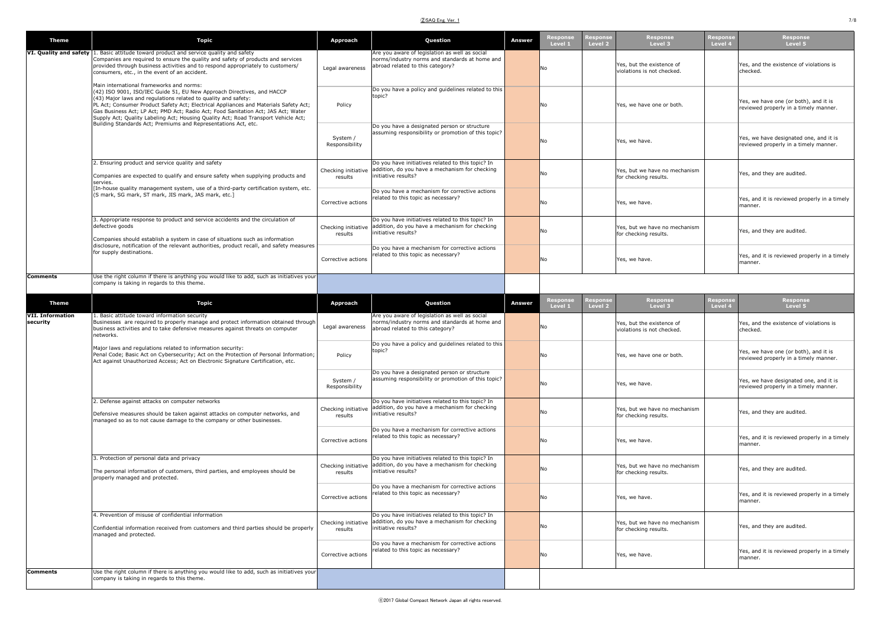| Theme | Topic | Approach | Question | Answer | Response Level 1 | Response Level 2 | Response Level 3 | Response Level 4 | Response Level 5 |
|---|---|---|---|---|---|---|---|---|---|
| VI. Quality and safety | 1. Basic attitude toward product and service quality and safety<br>Companies are required to ensure the quality and safety of products and services provided through business activities and to respond appropriately to customers/ consumers, etc., in the event of an accident.<br><br>Main international frameworks and norms:<br>(42) ISO 9001, ISO/IEC Guide 51, EU New Approach Directives, and HACCP<br>(43) Major laws and regulations related to quality and safety:<br>PL Act; Consumer Product Safety Act; Electrical Appliances and Materials Safety Act; Gas Business Act; LP Act; PMD Act; Radio Act; Food Sanitation Act; JAS Act; Water Supply Act; Quality Labeling Act; Housing Quality Act; Road Transport Vehicle Act; Building Standards Act; Premiums and Representations Act, etc. | Legal awareness | Are you aware of legislation as well as social norms/industry norms and standards at home and abroad related to this category? | | No | | Yes, but the existence of violations is not checked. | | Yes, and the existence of violations is checked. |
| | | Policy | Do you have a policy and guidelines related to this topic? | | No | | Yes, we have one or both. | | Yes, we have one (or both), and it is reviewed properly in a timely manner. |
| | | System / Responsibility | Do you have a designated person or structure assuming responsibility or promotion of this topic? | | No | | Yes, we have. | | Yes, we have designated one, and it is reviewed properly in a timely manner. |
| | 2. Ensuring product and service quality and safety<br><br>Companies are expected to qualify and ensure safety when supplying products and servies.<br>[In-house quality management system, use of a third-party certification system, etc. (S mark, SG mark, ST mark, JIS mark, JAS mark, etc.] | Checking initiative results | Do you have initiatives related to this topic? In addition, do you have a mechanism for checking initiative results? | | No | | Yes, but we have no mechanism for checking results. | | Yes, and they are audited. |
| | | Corrective actions | Do you have a mechanism for corrective actions related to this topic as necessary? | | No | | Yes, we have. | | Yes, and it is reviewed properly in a timely manner. |
| | 3. Appropriate response to product and service accidents and the circulation of defective goods<br><br>Companies should establish a system in case of situations such as information disclosure, notification of the relevant authorities, product recall, and safety measures for supply destinations. | Checking initiative results | Do you have initiatives related to this topic? In addition, do you have a mechanism for checking initiative results? | | No | | Yes, but we have no mechanism for checking results. | | Yes, and they are audited. |
| | | Corrective actions | Do you have a mechanism for corrective actions related to this topic as necessary? | | No | | Yes, we have. | | Yes, and it is reviewed properly in a timely manner. |
| Comments | Use the right column if there is anything you would like to add, such as initiatives your company is taking in regards to this theme. | | | | | | | | |

| Theme | Topic | Approach | Question | Answer | Response Level 1 | Response Level 2 | Response Level 3 | Response Level 4 | Response Level 5 |
|---|---|---|---|---|---|---|---|---|---|
| VII. Information security | 1. Basic attitude toward information security<br>Businesses are required to properly manage and protect information obtained through business activities and to take defensive measures against threats on computer networks.<br><br>Major laws and regulations related to information security:<br>Penal Code; Basic Act on Cybersecurity; Act on the Protection of Personal Information; Act against Unauthorized Access; Act on Electronic Signature Certification, etc. | Legal awareness | Are you aware of legislation as well as social norms/industry norms and standards at home and abroad related to this category? | | No | | Yes, but the existence of violations is not checked. | | Yes, and the existence of violations is checked. |
| | | Policy | Do you have a policy and guidelines related to this topic? | | No | | Yes, we have one or both. | | Yes, we have one (or both), and it is reviewed properly in a timely manner. |
| | | System / Responsibility | Do you have a designated person or structure assuming responsibility or promotion of this topic? | | No | | Yes, we have. | | Yes, we have designated one, and it is reviewed properly in a timely manner. |
| | 2. Defense against attacks on computer networks<br><br>Defensive measures should be taken against attacks on computer networks, and managed so as to not cause damage to the company or other businesses. | Checking initiative results | Do you have initiatives related to this topic? In addition, do you have a mechanism for checking initiative results? | | No | | Yes, but we have no mechanism for checking results. | | Yes, and they are audited. |
| | | Corrective actions | Do you have a mechanism for corrective actions related to this topic as necessary? | | No | | Yes, we have. | | Yes, and it is reviewed properly in a timely manner. |
| | 3. Protection of personal data and privacy<br><br>The personal information of customers, third parties, and employees should be properly managed and protected. | Checking initiative results | Do you have initiatives related to this topic? In addition, do you have a mechanism for checking initiative results? | | No | | Yes, but we have no mechanism for checking results. | | Yes, and they are audited. |
| | | Corrective actions | Do you have a mechanism for corrective actions related to this topic as necessary? | | No | | Yes, we have. | | Yes, and it is reviewed properly in a timely manner. |
| | 4. Prevention of misuse of confidential information<br><br>Confidential information received from customers and third parties should be properly managed and protected. | Checking initiative results | Do you have initiatives related to this topic? In addition, do you have a mechanism for checking initiative results? | | No | | Yes, but we have no mechanism for checking results. | | Yes, and they are audited. |
| | | Corrective actions | Do you have a mechanism for corrective actions related to this topic as necessary? | | No | | Yes, we have. | | Yes, and it is reviewed properly in a timely manner. |
| Comments | Use the right column if there is anything you would like to add, such as initiatives your company is taking in regards to this theme. | | | | | | | | |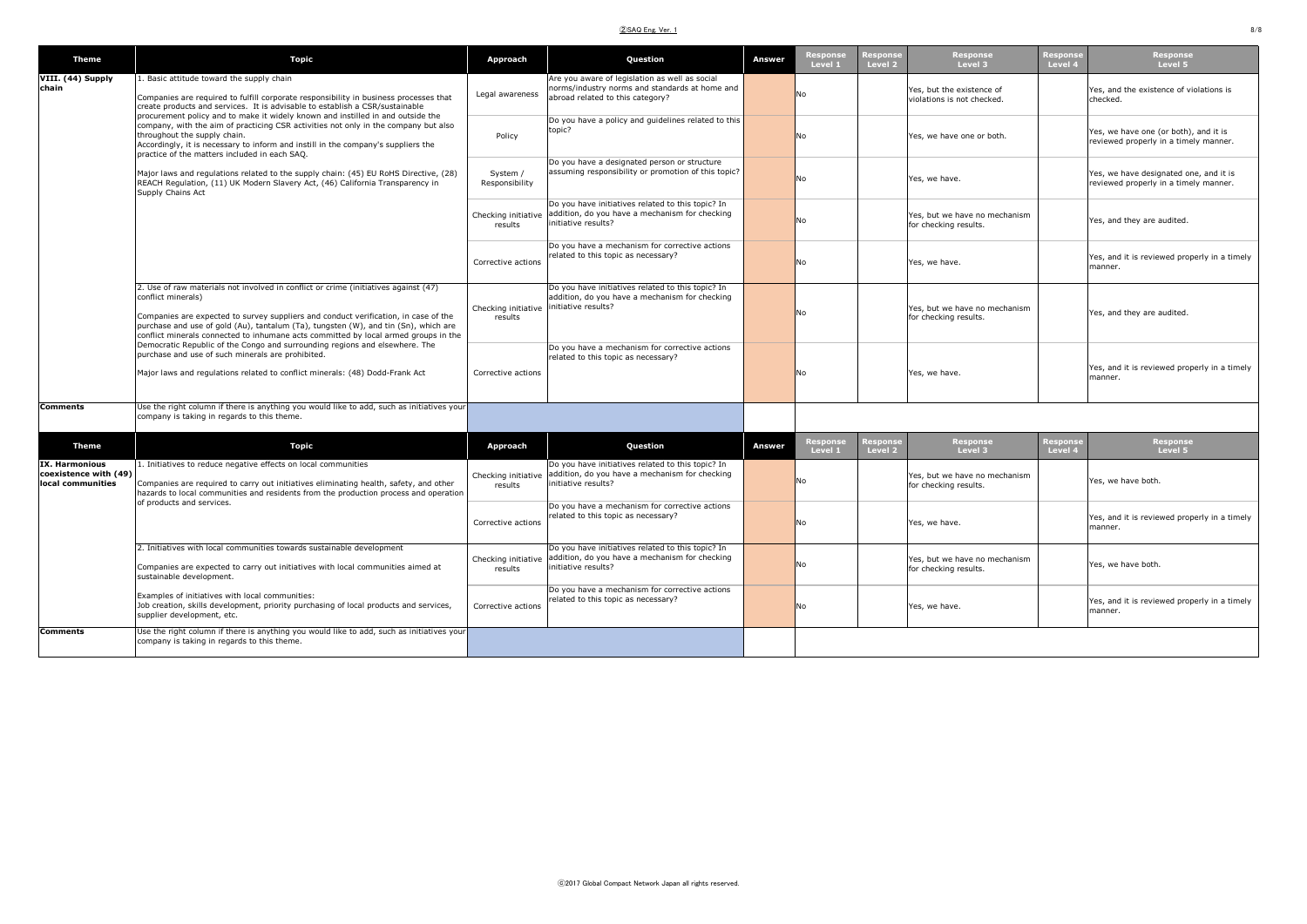| Theme | Topic | Approach | Question | Answer | Response Level 1 | Response Level 2 | Response Level 3 | Response Level 4 | Response Level 5 |
|---|---|---|---|---|---|---|---|---|---|
| VIII. (44) Supply chain | 1. Basic attitude toward the supply chain<br><br>Companies are required to fulfill corporate responsibility in business processes that create products and services. It is advisable to establish a CSR/sustainable procurement policy and to make it widely known and instilled in and outside the company, with the aim of practicing CSR activities not only in the company but also throughout the supply chain.<br>Accordingly, it is necessary to inform and instill in the company's suppliers the practice of the matters included in each SAQ.<br><br>Major laws and regulations related to the supply chain: (45) EU RoHS Directive, (28) REACH Regulation, (11) UK Modern Slavery Act, (46) California Transparency in Supply Chains Act | Legal awareness | Are you aware of legislation as well as social norms/industry norms and standards at home and abroad related to this category? | | No | | Yes, but the existence of violations is not checked. | | Yes, and the existence of violations is checked. |
| | | Policy | Do you have a policy and guidelines related to this topic? | | No | | Yes, we have one or both. | | Yes, we have one (or both), and it is reviewed properly in a timely manner. |
| | | System / Responsibility | Do you have a designated person or structure assuming responsibility or promotion of this topic? | | No | | Yes, we have. | | Yes, we have designated one, and it is reviewed properly in a timely manner. |
| | | Checking initiative results | Do you have initiatives related to this topic? In addition, do you have a mechanism for checking initiative results? | | No | | Yes, but we have no mechanism for checking results. | | Yes, and they are audited. |
| | | Corrective actions | Do you have a mechanism for corrective actions related to this topic as necessary? | | No | | Yes, we have. | | Yes, and it is reviewed properly in a timely manner. |
| | 2. Use of raw materials not involved in conflict or crime (initiatives against (47) conflict minerals)<br><br>Companies are expected to survey suppliers and conduct verification, in case of the purchase and use of gold (Au), tantalum (Ta), tungsten (W), and tin (Sn), which are conflict minerals connected to inhumane acts committed by local armed groups in the Democratic Republic of the Congo and surrounding regions and elsewhere. The purchase and use of such minerals are prohibited.<br><br>Major laws and regulations related to conflict minerals: (48) Dodd-Frank Act | Checking initiative results | Do you have initiatives related to this topic? In addition, do you have a mechanism for checking initiative results? | | No | | Yes, but we have no mechanism for checking results. | | Yes, and they are audited. |
| | | Corrective actions | Do you have a mechanism for corrective actions related to this topic as necessary? | | No | | Yes, we have. | | Yes, and it is reviewed properly in a timely manner. |
| Comments | Use the right column if there is anything you would like to add, such as initiatives your company is taking in regards to this theme. | | | | | | | | |

| Theme | Topic | Approach | Question | Answer | Response Level 1 | Response Level 2 | Response Level 3 | Response Level 4 | Response Level 5 |
|---|---|---|---|---|---|---|---|---|---|
| IX. Harmonious coexistence with (49) local communities | 1. Initiatives to reduce negative effects on local communities<br><br>Companies are required to carry out initiatives eliminating health, safety, and other hazards to local communities and residents from the production process and operation of products and services. | Checking initiative results | Do you have initiatives related to this topic? In addition, do you have a mechanism for checking initiative results? | | No | | Yes, but we have no mechanism for checking results. | | Yes, we have both. |
| | | Corrective actions | Do you have a mechanism for corrective actions related to this topic as necessary? | | No | | Yes, we have. | | Yes, and it is reviewed properly in a timely manner. |
| | 2. Initiatives with local communities towards sustainable development<br><br>Companies are expected to carry out initiatives with local communities aimed at sustainable development.<br><br>Examples of initiatives with local communities:<br>Job creation, skills development, priority purchasing of local products and services, supplier development, etc. | Checking initiative results | Do you have initiatives related to this topic? In addition, do you have a mechanism for checking initiative results? | | No | | Yes, but we have no mechanism for checking results. | | Yes, we have both. |
| | | Corrective actions | Do you have a mechanism for corrective actions related to this topic as necessary? | | No | | Yes, we have. | | Yes, and it is reviewed properly in a timely manner. |
| Comments | Use the right column if there is anything you would like to add, such as initiatives your company is taking in regards to this theme. | | | | | | | | |

ⓒ2017 Global Compact Network Japan all rights reserved.